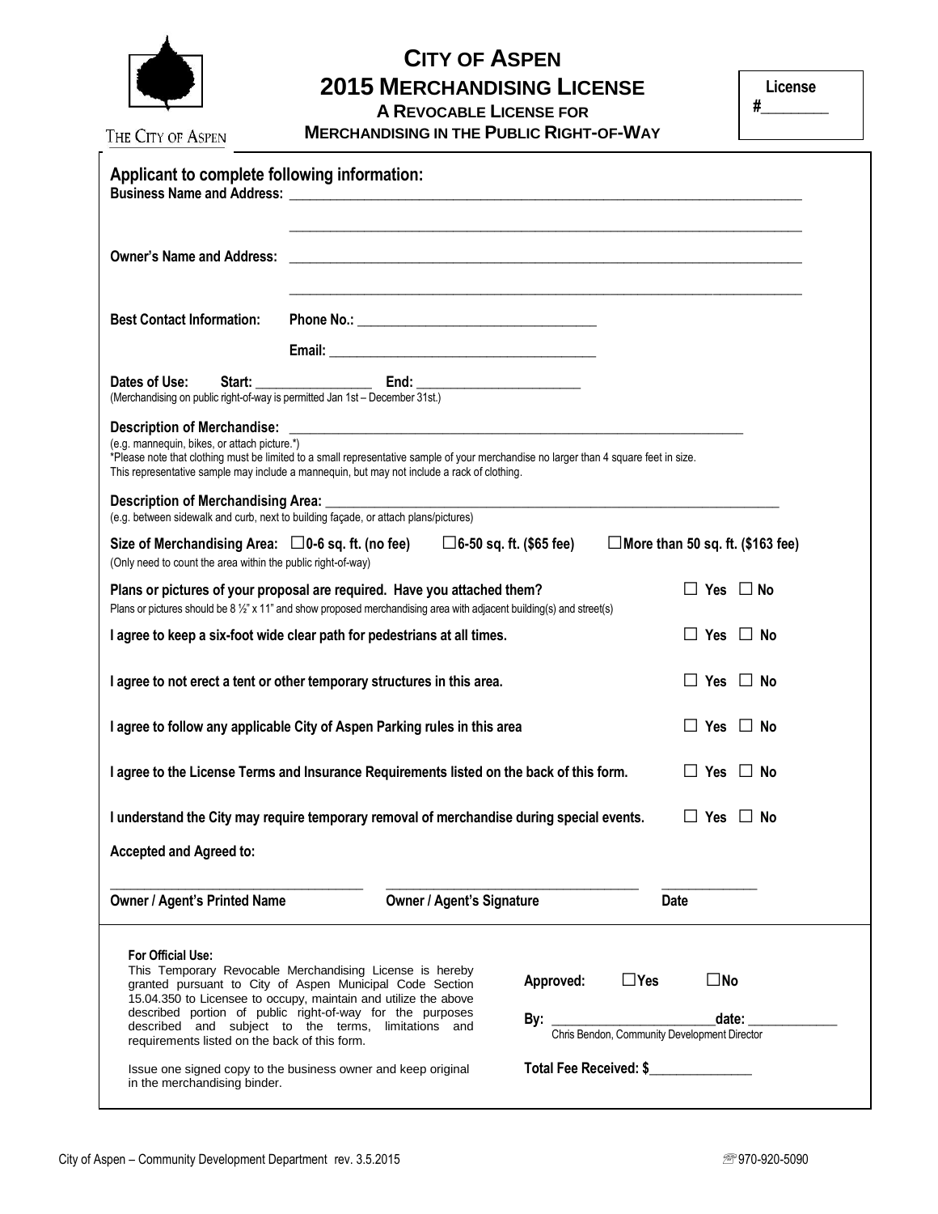THE CITY OF ASPEN

# CITY OF ASPEN
## 2015 MERCHANDISING LICENSE
### A REVOCABLE LICENSE FOR MERCHANDISING IN THE PUBLIC RIGHT-OF-WAY

**License #________**

## Applicant to complete following information:

**Business Name and Address:** ______________________________________________

______________________________________________

**Owner's Name and Address:** ______________________________________________

______________________________________________

**Best Contact Information:** **Phone No.:** ______________________

**Email:** ______________________

**Dates of Use:** **Start:** ____________ **End:** ______________
(Merchandising on public right-of-way is permitted Jan 1st – December 31st.)

**Description of Merchandise:** ______________________________________________
(e.g. mannequin, bikes, or attach picture.*)
*Please note that clothing must be limited to a small representative sample of your merchandise no larger than 4 square feet in size. This representative sample may include a mannequin, but may not include a rack of clothing.

**Description of Merchandising Area:** ______________________________________________
(e.g. between sidewalk and curb, next to building façade, or attach plans/pictures)

**Size of Merchandising Area:** ☐ **0-6 sq. ft. (no fee)** ☐ **6-50 sq. ft. ($65 fee)** ☐ **More than 50 sq. ft. ($163 fee)**
(Only need to count the area within the public right-of-way)

**Plans or pictures of your proposal are required. Have you attached them?** ☐ **Yes** ☐ **No**
Plans or pictures should be 8 ½" x 11" and show proposed merchandising area with adjacent building(s) and street(s)

**I agree to keep a six-foot wide clear path for pedestrians at all times.** ☐ **Yes** ☐ **No**

**I agree to not erect a tent or other temporary structures in this area.** ☐ **Yes** ☐ **No**

**I agree to follow any applicable City of Aspen Parking rules in this area** ☐ **Yes** ☐ **No**

**I agree to the License Terms and Insurance Requirements listed on the back of this form.** ☐ **Yes** ☐ **No**

**I understand the City may require temporary removal of merchandise during special events.** ☐ **Yes** ☐ **No**

**Accepted and Agreed to:**

______________________ ______________________ ____________

**Owner / Agent's Printed Name** **Owner / Agent's Signature** **Date**

---

**For Official Use:**

This Temporary Revocable Merchandising License is hereby granted pursuant to City of Aspen Municipal Code Section 15.04.350 to Licensee to occupy, maintain and utilize the above described portion of public right-of-way for the purposes described and subject to the terms, limitations and requirements listed on the back of this form.

Issue one signed copy to the business owner and keep original in the merchandising binder.

**Approved:** ☐ **Yes** ☐ **No**

**By:** ______________________ **date:** ____________
Chris Bendon, Community Development Director

**Total Fee Received: $**______________

City of Aspen – Community Development Department rev. 3.5.2015 ☏ 970-920-5090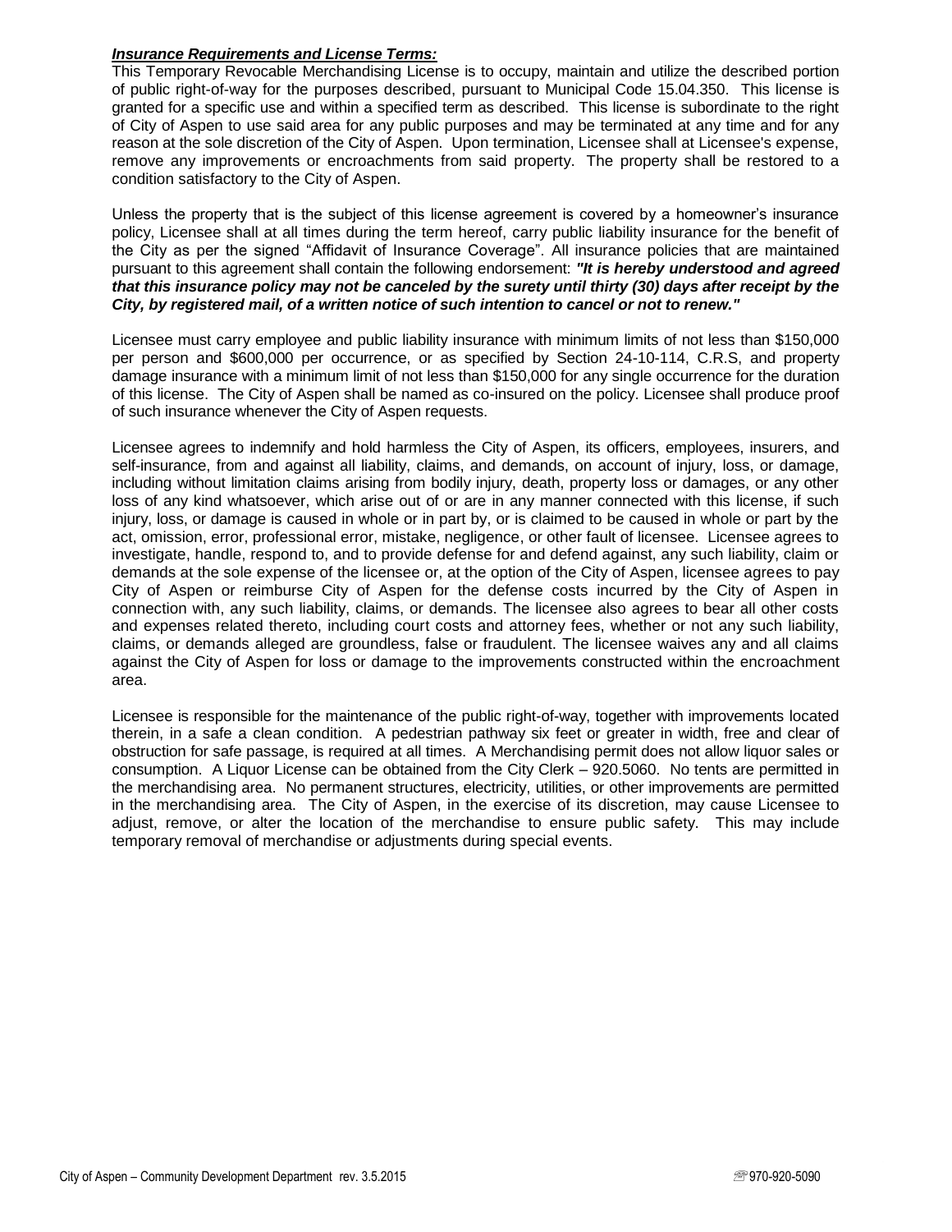***Insurance Requirements and License Terms:***

This Temporary Revocable Merchandising License is to occupy, maintain and utilize the described portion of public right-of-way for the purposes described, pursuant to Municipal Code 15.04.350. This license is granted for a specific use and within a specified term as described. This license is subordinate to the right of City of Aspen to use said area for any public purposes and may be terminated at any time and for any reason at the sole discretion of the City of Aspen. Upon termination, Licensee shall at Licensee's expense, remove any improvements or encroachments from said property. The property shall be restored to a condition satisfactory to the City of Aspen.

Unless the property that is the subject of this license agreement is covered by a homeowner's insurance policy, Licensee shall at all times during the term hereof, carry public liability insurance for the benefit of the City as per the signed "Affidavit of Insurance Coverage". All insurance policies that are maintained pursuant to this agreement shall contain the following endorsement: ***"It is hereby understood and agreed that this insurance policy may not be canceled by the surety until thirty (30) days after receipt by the City, by registered mail, of a written notice of such intention to cancel or not to renew."***

Licensee must carry employee and public liability insurance with minimum limits of not less than $150,000 per person and $600,000 per occurrence, or as specified by Section 24-10-114, C.R.S, and property damage insurance with a minimum limit of not less than $150,000 for any single occurrence for the duration of this license. The City of Aspen shall be named as co-insured on the policy. Licensee shall produce proof of such insurance whenever the City of Aspen requests.

Licensee agrees to indemnify and hold harmless the City of Aspen, its officers, employees, insurers, and self-insurance, from and against all liability, claims, and demands, on account of injury, loss, or damage, including without limitation claims arising from bodily injury, death, property loss or damages, or any other loss of any kind whatsoever, which arise out of or are in any manner connected with this license, if such injury, loss, or damage is caused in whole or in part by, or is claimed to be caused in whole or part by the act, omission, error, professional error, mistake, negligence, or other fault of licensee. Licensee agrees to investigate, handle, respond to, and to provide defense for and defend against, any such liability, claim or demands at the sole expense of the licensee or, at the option of the City of Aspen, licensee agrees to pay City of Aspen or reimburse City of Aspen for the defense costs incurred by the City of Aspen in connection with, any such liability, claims, or demands. The licensee also agrees to bear all other costs and expenses related thereto, including court costs and attorney fees, whether or not any such liability, claims, or demands alleged are groundless, false or fraudulent. The licensee waives any and all claims against the City of Aspen for loss or damage to the improvements constructed within the encroachment area.

Licensee is responsible for the maintenance of the public right-of-way, together with improvements located therein, in a safe a clean condition. A pedestrian pathway six feet or greater in width, free and clear of obstruction for safe passage, is required at all times. A Merchandising permit does not allow liquor sales or consumption. A Liquor License can be obtained from the City Clerk – 920.5060. No tents are permitted in the merchandising area. No permanent structures, electricity, utilities, or other improvements are permitted in the merchandising area. The City of Aspen, in the exercise of its discretion, may cause Licensee to adjust, remove, or alter the location of the merchandise to ensure public safety. This may include temporary removal of merchandise or adjustments during special events.